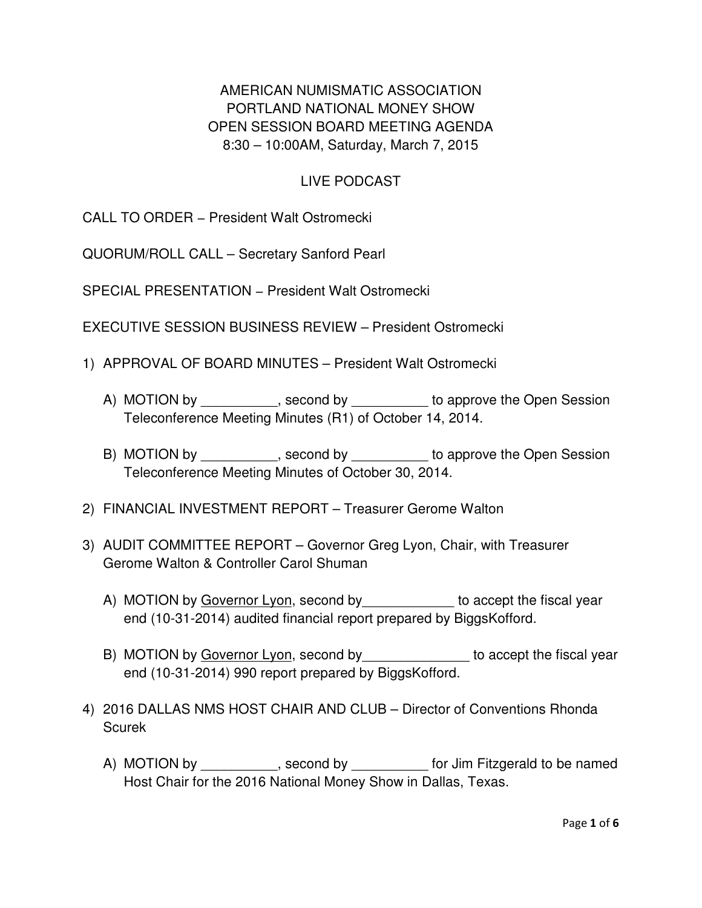# AMERICAN NUMISMATIC ASSOCIATION
# PORTLAND NATIONAL MONEY SHOW
# OPEN SESSION BOARD MEETING AGENDA
## 8:30 – 10:00AM, Saturday, March 7, 2015

LIVE PODCAST

CALL TO ORDER – President Walt Ostromecki

QUORUM/ROLL CALL – Secretary Sanford Pearl

SPECIAL PRESENTATION – President Walt Ostromecki

EXECUTIVE SESSION BUSINESS REVIEW – President Ostromecki

1) APPROVAL OF BOARD MINUTES – President Walt Ostromecki

   A) MOTION by __________, second by __________ to approve the Open Session Teleconference Meeting Minutes (R1) of October 14, 2014.

   B) MOTION by __________, second by __________ to approve the Open Session Teleconference Meeting Minutes of October 30, 2014.

2) FINANCIAL INVESTMENT REPORT – Treasurer Gerome Walton

3) AUDIT COMMITTEE REPORT – Governor Greg Lyon, Chair, with Treasurer Gerome Walton & Controller Carol Shuman

   A) MOTION by <u>Governor Lyon</u>, second by____________ to accept the fiscal year end (10-31-2014) audited financial report prepared by BiggsKofford.

   B) MOTION by <u>Governor Lyon</u>, second by______________ to accept the fiscal year end (10-31-2014) 990 report prepared by BiggsKofford.

4) 2016 DALLAS NMS HOST CHAIR AND CLUB – Director of Conventions Rhonda Scurek

   A) MOTION by __________, second by __________ for Jim Fitzgerald to be named Host Chair for the 2016 National Money Show in Dallas, Texas.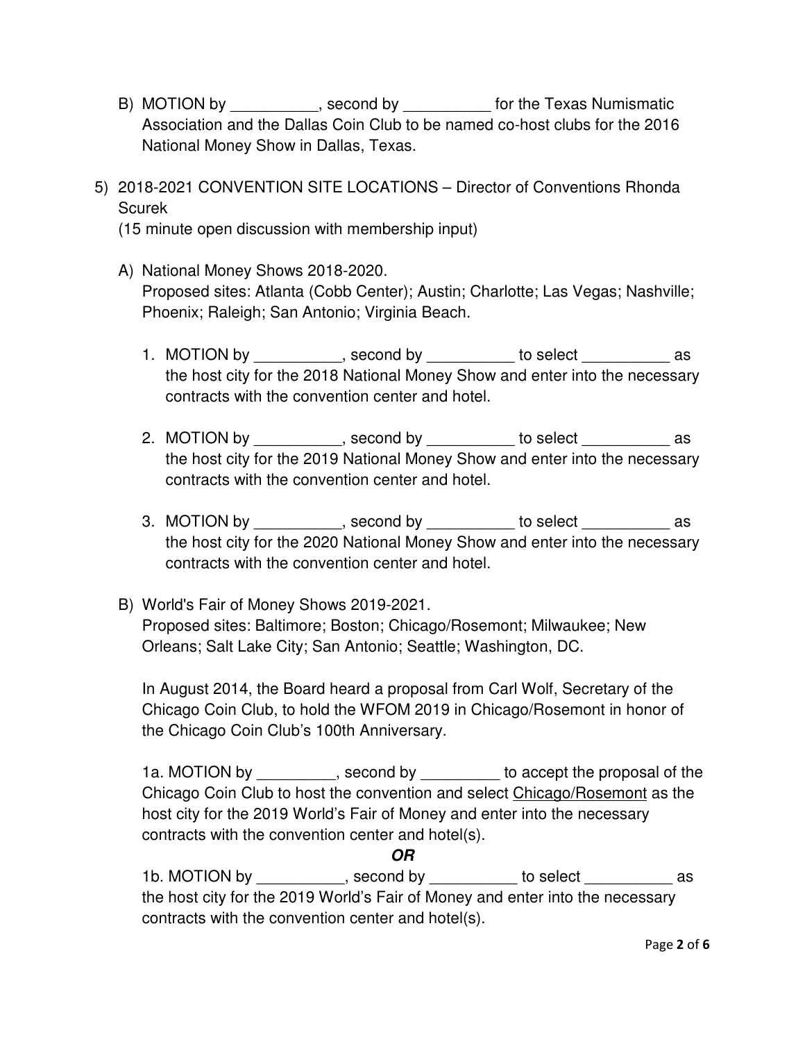B) MOTION by __________, second by __________ for the Texas Numismatic Association and the Dallas Coin Club to be named co-host clubs for the 2016 National Money Show in Dallas, Texas.

5) 2018-2021 CONVENTION SITE LOCATIONS – Director of Conventions Rhonda Scurek
(15 minute open discussion with membership input)

A) National Money Shows 2018-2020.
Proposed sites: Atlanta (Cobb Center); Austin; Charlotte; Las Vegas; Nashville; Phoenix; Raleigh; San Antonio; Virginia Beach.

1. MOTION by __________, second by __________ to select __________ as the host city for the 2018 National Money Show and enter into the necessary contracts with the convention center and hotel.

2. MOTION by __________, second by __________ to select __________ as the host city for the 2019 National Money Show and enter into the necessary contracts with the convention center and hotel.

3. MOTION by __________, second by __________ to select __________ as the host city for the 2020 National Money Show and enter into the necessary contracts with the convention center and hotel.

B) World's Fair of Money Shows 2019-2021.
Proposed sites: Baltimore; Boston; Chicago/Rosemont; Milwaukee; New Orleans; Salt Lake City; San Antonio; Seattle; Washington, DC.

In August 2014, the Board heard a proposal from Carl Wolf, Secretary of the Chicago Coin Club, to hold the WFOM 2019 in Chicago/Rosemont in honor of the Chicago Coin Club's 100th Anniversary.

1a. MOTION by _________, second by _________ to accept the proposal of the Chicago Coin Club to host the convention and select Chicago/Rosemont as the host city for the 2019 World's Fair of Money and enter into the necessary contracts with the convention center and hotel(s).

***OR***

1b. MOTION by __________, second by __________ to select __________ as the host city for the 2019 World's Fair of Money and enter into the necessary contracts with the convention center and hotel(s).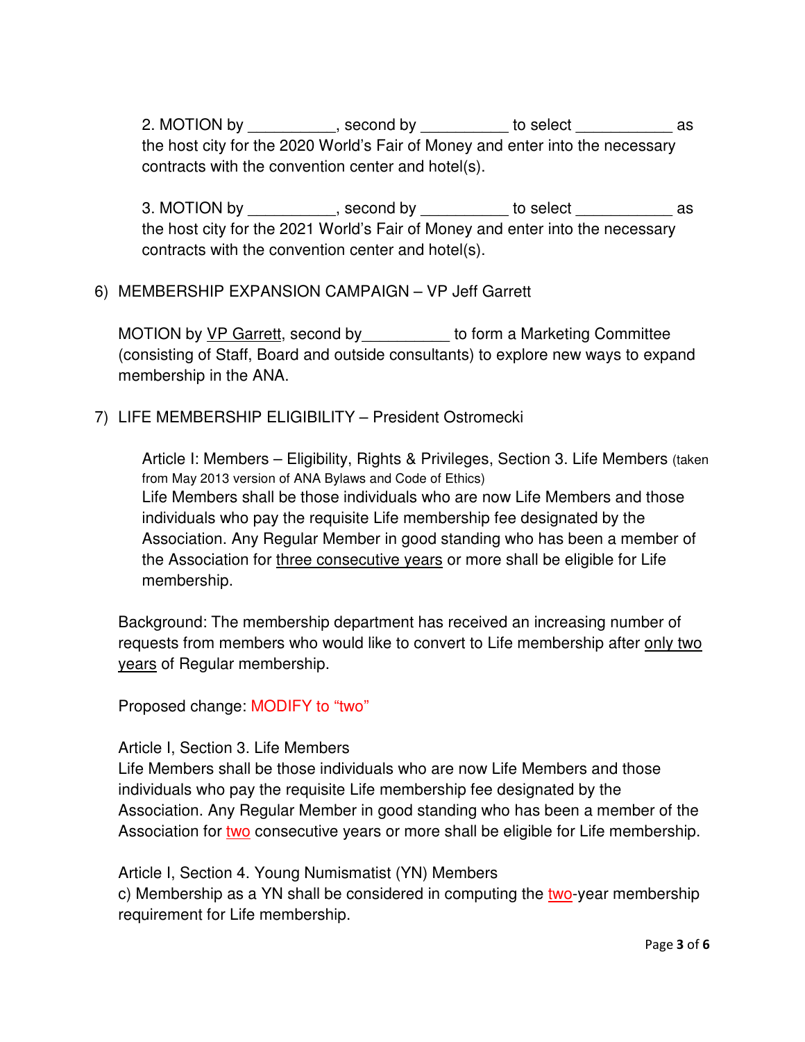2. MOTION by __________, second by __________ to select ___________ as the host city for the 2020 World's Fair of Money and enter into the necessary contracts with the convention center and hotel(s).

3. MOTION by __________, second by __________ to select ___________ as the host city for the 2021 World's Fair of Money and enter into the necessary contracts with the convention center and hotel(s).

6) MEMBERSHIP EXPANSION CAMPAIGN – VP Jeff Garrett

MOTION by <u>VP Garrett</u>, second by__________ to form a Marketing Committee (consisting of Staff, Board and outside consultants) to explore new ways to expand membership in the ANA.

7) LIFE MEMBERSHIP ELIGIBILITY – President Ostromecki

Article I: Members – Eligibility, Rights & Privileges, Section 3. Life Members (taken from May 2013 version of ANA Bylaws and Code of Ethics)
Life Members shall be those individuals who are now Life Members and those individuals who pay the requisite Life membership fee designated by the Association. Any Regular Member in good standing who has been a member of the Association for <u>three consecutive years</u> or more shall be eligible for Life membership.

Background: The membership department has received an increasing number of requests from members who would like to convert to Life membership after <u>only two years</u> of Regular membership.

Proposed change: MODIFY to "two"

Article I, Section 3. Life Members
Life Members shall be those individuals who are now Life Members and those individuals who pay the requisite Life membership fee designated by the Association. Any Regular Member in good standing who has been a member of the Association for <u>two</u> consecutive years or more shall be eligible for Life membership.

Article I, Section 4. Young Numismatist (YN) Members
c) Membership as a YN shall be considered in computing the <u>two</u>-year membership requirement for Life membership.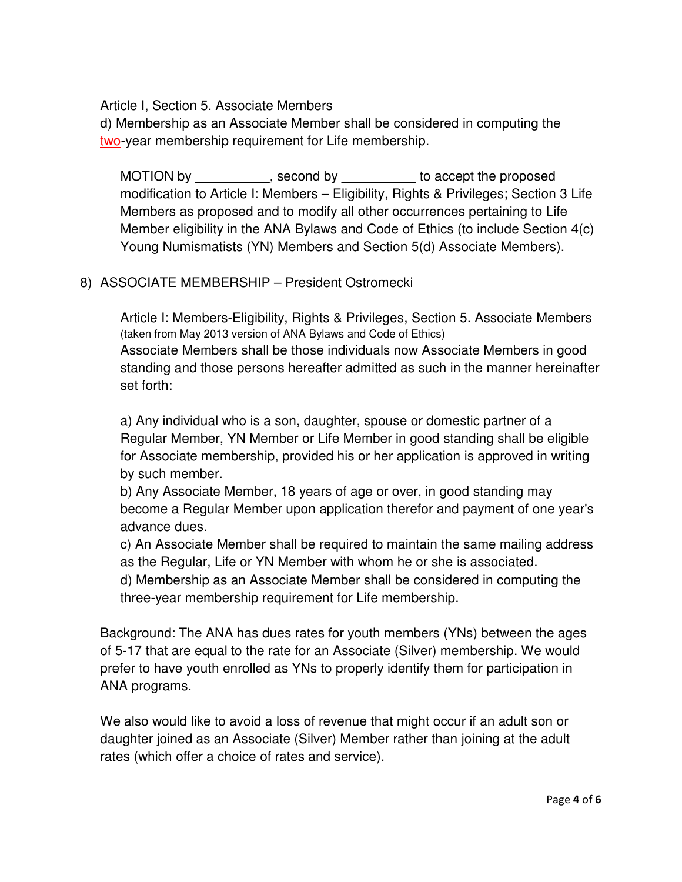Article I, Section 5. Associate Members

d) Membership as an Associate Member shall be considered in computing the two-year membership requirement for Life membership.

> MOTION by __________, second by __________ to accept the proposed modification to Article I: Members – Eligibility, Rights & Privileges; Section 3 Life Members as proposed and to modify all other occurrences pertaining to Life Member eligibility in the ANA Bylaws and Code of Ethics (to include Section 4(c) Young Numismatists (YN) Members and Section 5(d) Associate Members).

8) ASSOCIATE MEMBERSHIP – President Ostromecki

> Article I: Members-Eligibility, Rights & Privileges, Section 5. Associate Members (taken from May 2013 version of ANA Bylaws and Code of Ethics)
>
> Associate Members shall be those individuals now Associate Members in good standing and those persons hereafter admitted as such in the manner hereinafter set forth:
>
> a) Any individual who is a son, daughter, spouse or domestic partner of a Regular Member, YN Member or Life Member in good standing shall be eligible for Associate membership, provided his or her application is approved in writing by such member.
>
> b) Any Associate Member, 18 years of age or over, in good standing may become a Regular Member upon application therefor and payment of one year's advance dues.
>
> c) An Associate Member shall be required to maintain the same mailing address as the Regular, Life or YN Member with whom he or she is associated.
>
> d) Membership as an Associate Member shall be considered in computing the three-year membership requirement for Life membership.

Background: The ANA has dues rates for youth members (YNs) between the ages of 5-17 that are equal to the rate for an Associate (Silver) membership. We would prefer to have youth enrolled as YNs to properly identify them for participation in ANA programs.

We also would like to avoid a loss of revenue that might occur if an adult son or daughter joined as an Associate (Silver) Member rather than joining at the adult rates (which offer a choice of rates and service).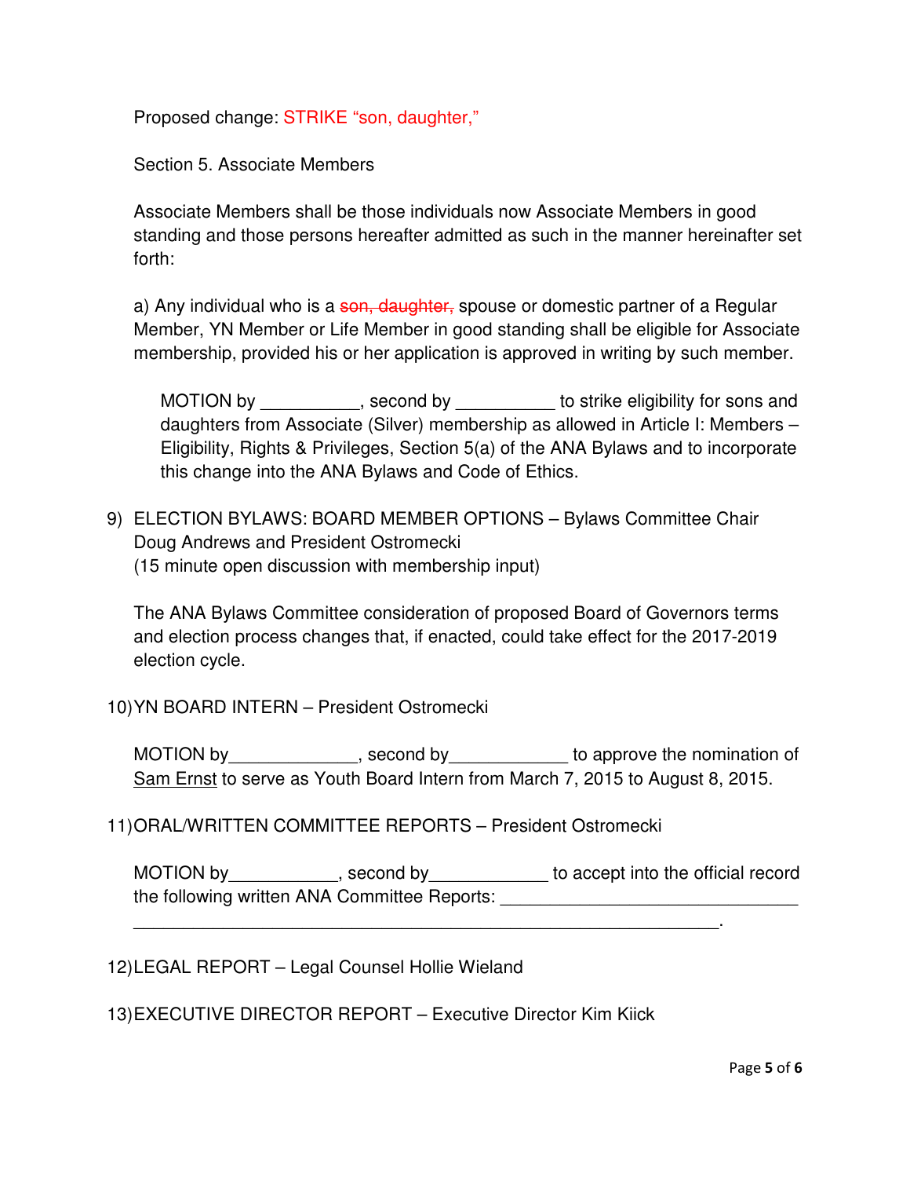Proposed change: STRIKE "son, daughter,"

Section 5. Associate Members

Associate Members shall be those individuals now Associate Members in good standing and those persons hereafter admitted as such in the manner hereinafter set forth:

a) Any individual who is a ~~son, daughter,~~ spouse or domestic partner of a Regular Member, YN Member or Life Member in good standing shall be eligible for Associate membership, provided his or her application is approved in writing by such member.

> MOTION by __________, second by __________ to strike eligibility for sons and daughters from Associate (Silver) membership as allowed in Article I: Members – Eligibility, Rights & Privileges, Section 5(a) of the ANA Bylaws and to incorporate this change into the ANA Bylaws and Code of Ethics.

9) ELECTION BYLAWS: BOARD MEMBER OPTIONS – Bylaws Committee Chair Doug Andrews and President Ostromecki
(15 minute open discussion with membership input)

The ANA Bylaws Committee consideration of proposed Board of Governors terms and election process changes that, if enacted, could take effect for the 2017-2019 election cycle.

10) YN BOARD INTERN – President Ostromecki

MOTION by_____________, second by____________ to approve the nomination of Sam Ernst to serve as Youth Board Intern from March 7, 2015 to August 8, 2015.

11) ORAL/WRITTEN COMMITTEE REPORTS – President Ostromecki

MOTION by___________, second by____________ to accept into the official record the following written ANA Committee Reports: ______________________________
____________________________________________________________.

12) LEGAL REPORT – Legal Counsel Hollie Wieland

13) EXECUTIVE DIRECTOR REPORT – Executive Director Kim Kiick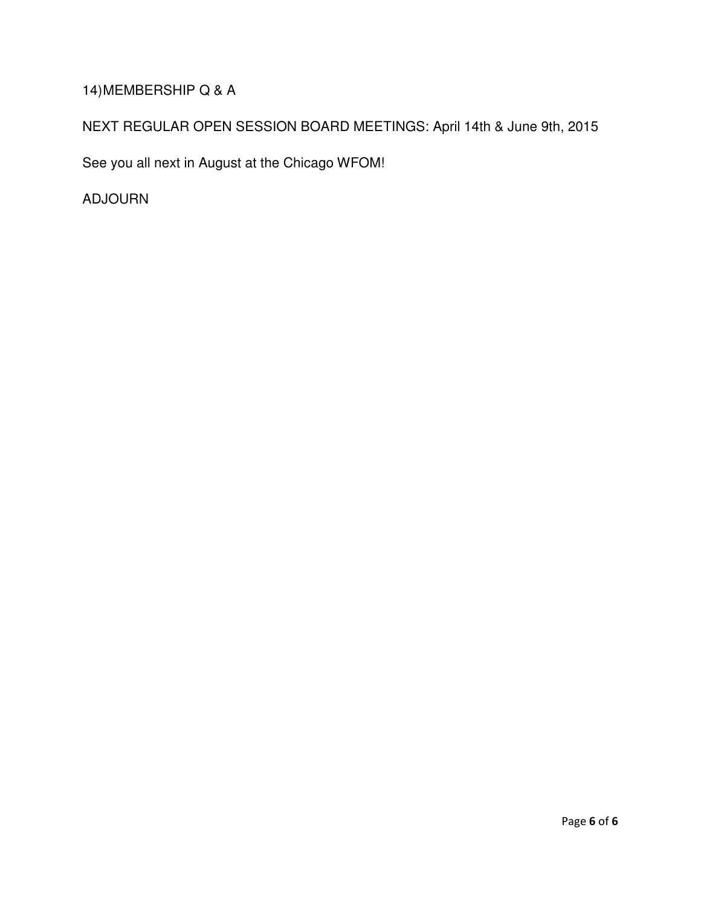14) MEMBERSHIP Q & A

NEXT REGULAR OPEN SESSION BOARD MEETINGS: April 14th & June 9th, 2015

See you all next in August at the Chicago WFOM!

ADJOURN